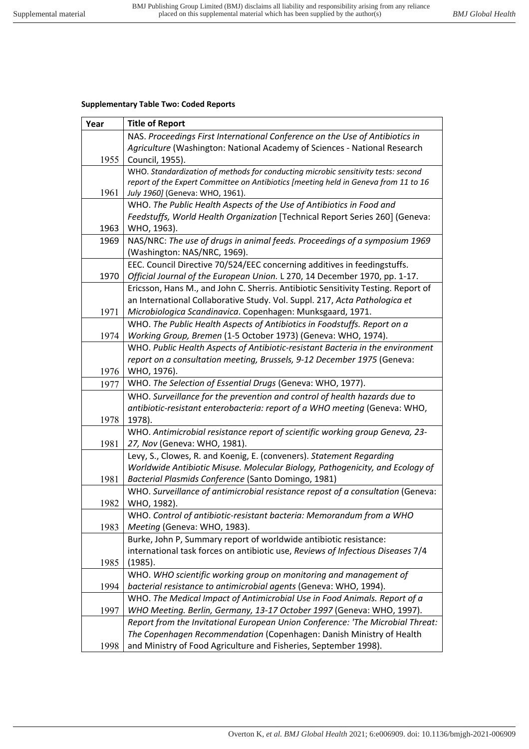**Supplementary Table Two: Coded Reports**

| Year | Title of Report |
|---|---|
| 1955 | NAS. *Proceedings First International Conference on the Use of Antibiotics in Agriculture* (Washington: National Academy of Sciences - National Research Council, 1955). |
| 1961 | WHO. *Standardization of methods for conducting microbic sensitivity tests: second report of the Expert Committee on Antibiotics [meeting held in Geneva from 11 to 16 July 1960]* (Geneva: WHO, 1961). |
| 1963 | WHO. *The Public Health Aspects of the Use of Antibiotics in Food and Feedstuffs, World Health Organization* [Technical Report Series 260] (Geneva: WHO, 1963). |
| 1969 | NAS/NRC: *The use of drugs in animal feeds. Proceedings of a symposium 1969* (Washington: NAS/NRC, 1969). |
| 1970 | EEC. Council Directive 70/524/EEC concerning additives in feedingstuffs. *Official Journal of the European Union.* L 270, 14 December 1970, pp. 1-17. |
| 1971 | Ericsson, Hans M., and John C. Sherris. Antibiotic Sensitivity Testing. Report of an International Collaborative Study. Vol. Suppl. 217, *Acta Pathologica et Microbiologica Scandinavica*. Copenhagen: Munksgaard, 1971. |
| 1974 | WHO. *The Public Health Aspects of Antibiotics in Foodstuffs. Report on a Working Group, Bremen* (1-5 October 1973) (Geneva: WHO, 1974). |
| 1976 | WHO. *Public Health Aspects of Antibiotic-resistant Bacteria in the environment report on a consultation meeting, Brussels, 9-12 December 1975* (Geneva: WHO, 1976). |
| 1977 | WHO. *The Selection of Essential Drugs* (Geneva: WHO, 1977). |
| 1978 | WHO. *Surveillance for the prevention and control of health hazards due to antibiotic-resistant enterobacteria: report of a WHO meeting* (Geneva: WHO, 1978). |
| 1981 | WHO. *Antimicrobial resistance report of scientific working group Geneva, 23-27, Nov* (Geneva: WHO, 1981). |
| 1981 | Levy, S., Clowes, R. and Koenig, E. (conveners). *Statement Regarding Worldwide Antibiotic Misuse. Molecular Biology, Pathogenicity, and Ecology of Bacterial Plasmids Conference* (Santo Domingo, 1981) |
| 1982 | WHO. *Surveillance of antimicrobial resistance repost of a consultation* (Geneva: WHO, 1982). |
| 1983 | WHO. *Control of antibiotic-resistant bacteria: Memorandum from a WHO Meeting* (Geneva: WHO, 1983). |
| 1985 | Burke, John P, Summary report of worldwide antibiotic resistance: international task forces on antibiotic use, *Reviews of Infectious Diseases* 7/4 (1985). |
| 1994 | WHO. *WHO scientific working group on monitoring and management of bacterial resistance to antimicrobial agents* (Geneva: WHO, 1994). |
| 1997 | WHO. *The Medical Impact of Antimicrobial Use in Food Animals. Report of a WHO Meeting. Berlin, Germany, 13-17 October 1997* (Geneva: WHO, 1997). |
| 1998 | *Report from the Invitational European Union Conference: 'The Microbial Threat: The Copenhagen Recommendation* (Copenhagen: Danish Ministry of Health and Ministry of Food Agriculture and Fisheries, September 1998). |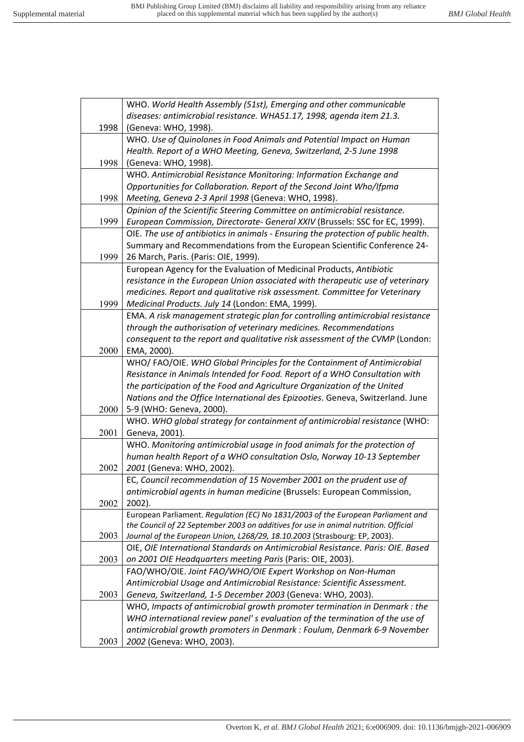| | |
|---|---|
| 1998 | WHO. *World Health Assembly (51st), Emerging and other communicable diseases: antimicrobial resistance. WHA51.17, 1998, agenda item 21.3.* (Geneva: WHO, 1998). |
| 1998 | WHO. *Use of Quinolones in Food Animals and Potential Impact on Human Health. Report of a WHO Meeting, Geneva, Switzerland, 2-5 June 1998* (Geneva: WHO, 1998). |
| 1998 | WHO. *Antimicrobial Resistance Monitoring: Information Exchange and Opportunities for Collaboration. Report of the Second Joint Who/Ifpma Meeting, Geneva 2-3 April 1998* (Geneva: WHO, 1998). |
| 1999 | *Opinion of the Scientific Steering Committee on antimicrobial resistance. European Commission, Directorate- General XXIV* (Brussels: SSC for EC, 1999). |
| 1999 | OIE. *The use of antibiotics in animals - Ensuring the protection of public health*. Summary and Recommendations from the European Scientific Conference 24-26 March, Paris. (Paris: OIE, 1999). |
| 1999 | European Agency for the Evaluation of Medicinal Products, *Antibiotic resistance in the European Union associated with therapeutic use of veterinary medicines. Report and qualitative risk assessment. Committee for Veterinary Medicinal Products. July 14* (London: EMA, 1999). |
| 2000 | EMA. *A risk management strategic plan for controlling antimicrobial resistance through the authorisation of veterinary medicines. Recommendations consequent to the report and qualitative risk assessment of the CVMP* (London: EMA, 2000). |
| 2000 | WHO/ FAO/OIE. *WHO Global Principles for the Containment of Antimicrobial Resistance in Animals Intended for Food. Report of a WHO Consultation with the participation of the Food and Agriculture Organization of the United Nations and the Office International des Epizooties*. Geneva, Switzerland. June 5-9 (WHO: Geneva, 2000). |
| 2001 | WHO. *WHO global strategy for containment of antimicrobial resistance* (WHO: Geneva, 2001). |
| 2002 | WHO. *Monitoring antimicrobial usage in food animals for the protection of human health Report of a WHO consultation Oslo, Norway 10-13 September 2001* (Geneva: WHO, 2002). |
| 2002 | EC, *Council recommendation of 15 November 2001 on the prudent use of antimicrobial agents in human medicine* (Brussels: European Commission, 2002). |
| 2003 | European Parliament. *Regulation (EC) No 1831/2003 of the European Parliament and the Council of 22 September 2003 on additives for use in animal nutrition. Official Journal of the European Union, L268/29, 18.10.2003* (Strasbourg: EP, 2003). |
| 2003 | OIE, *OIE International Standards on Antimicrobial Resistance. Paris: OIE. Based on 2001 OIE Headquarters meeting Paris* (Paris: OIE, 2003). |
| 2003 | FAO/WHO/OIE. *Joint FAO/WHO/OIE Expert Workshop on Non-Human Antimicrobial Usage and Antimicrobial Resistance: Scientific Assessment. Geneva, Switzerland, 1-5 December 2003* (Geneva: WHO, 2003). |
| 2003 | WHO, *Impacts of antimicrobial growth promoter termination in Denmark : the WHO international review panel' s evaluation of the termination of the use of antimicrobial growth promoters in Denmark : Foulum, Denmark 6-9 November 2002* (Geneva: WHO, 2003). |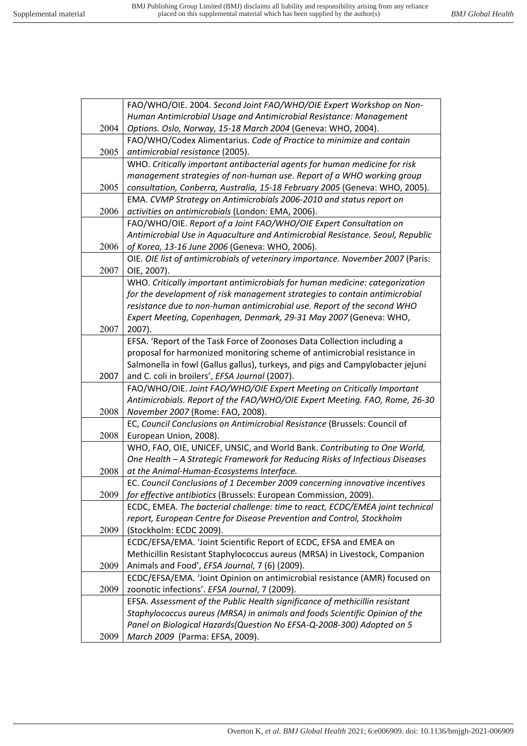| | |
|---|---|
| 2004 | FAO/WHO/OIE. 2004. *Second Joint FAO/WHO/OIE Expert Workshop on Non-Human Antimicrobial Usage and Antimicrobial Resistance: Management Options. Oslo, Norway, 15-18 March 2004* (Geneva: WHO, 2004). |
| 2005 | FAO/WHO/Codex Alimentarius. *Code of Practice to minimize and contain antimicrobial resistance* (2005). |
| 2005 | WHO. *Critically important antibacterial agents for human medicine for risk management strategies of non-human use. Report of a WHO working group consultation, Canberra, Australia, 15-18 February 2005* (Geneva: WHO, 2005). |
| 2006 | EMA. *CVMP Strategy on Antimicrobials 2006-2010 and status report on activities on antimicrobials* (London: EMA, 2006). |
| 2006 | FAO/WHO/OIE. *Report of a Joint FAO/WHO/OIE Expert Consultation on Antimicrobial Use in Aquaculture and Antimicrobial Resistance. Seoul, Republic of Korea, 13-16 June 2006* (Geneva: WHO, 2006). |
| 2007 | OIE. *OIE list of antimicrobials of veterinary importance. November 2007* (Paris: OIE, 2007). |
| 2007 | WHO. *Critically important antimicrobials for human medicine: categorization for the development of risk management strategies to contain antimicrobial resistance due to non-human antimicrobial use. Report of the second WHO Expert Meeting, Copenhagen, Denmark, 29-31 May 2007* (Geneva: WHO, 2007). |
| 2007 | EFSA. 'Report of the Task Force of Zoonoses Data Collection including a proposal for harmonized monitoring scheme of antimicrobial resistance in Salmonella in fowl (Gallus gallus), turkeys, and pigs and Campylobacter jejuni and C. coli in broilers', *EFSA Journal* (2007). |
| 2008 | FAO/WHO/OIE. *Joint FAO/WHO/OIE Expert Meeting on Critically Important Antimicrobials. Report of the FAO/WHO/OIE Expert Meeting. FAO, Rome, 26-30 November 2007* (Rome: FAO, 2008). |
| 2008 | EC, *Council Conclusions on Antimicrobial Resistance* (Brussels: Council of European Union, 2008). |
| 2008 | WHO, FAO, OIE, UNICEF, UNSIC, and World Bank. *Contributing to One World, One Health – A Strategic Framework for Reducing Risks of Infectious Diseases at the Animal-Human-Ecosystems Interface.* |
| 2009 | EC. *Council Conclusions of 1 December 2009 concerning innovative incentives for effective antibiotics* (Brussels: European Commission, 2009). |
| 2009 | ECDC, EMEA. *The bacterial challenge: time to react, ECDC/EMEA joint technical report, European Centre for Disease Prevention and Control, Stockholm* (Stockholm: ECDC 2009). |
| 2009 | ECDC/EFSA/EMA. 'Joint Scientific Report of ECDC, EFSA and EMEA on Methicillin Resistant Staphylococcus aureus (MRSA) in Livestock, Companion Animals and Food', *EFSA Journal*, 7 (6) (2009). |
| 2009 | ECDC/EFSA/EMA. 'Joint Opinion on antimicrobial resistance (AMR) focused on zoonotic infections'. *EFSA Journal*, 7 (2009). |
| 2009 | EFSA. *Assessment of the Public Health significance of methicillin resistant Staphylococcus aureus (MRSA) in animals and foods Scientific Opinion of the Panel on Biological Hazards(Question No EFSA-Q-2008-300) Adopted on 5 March 2009* (Parma: EFSA, 2009). |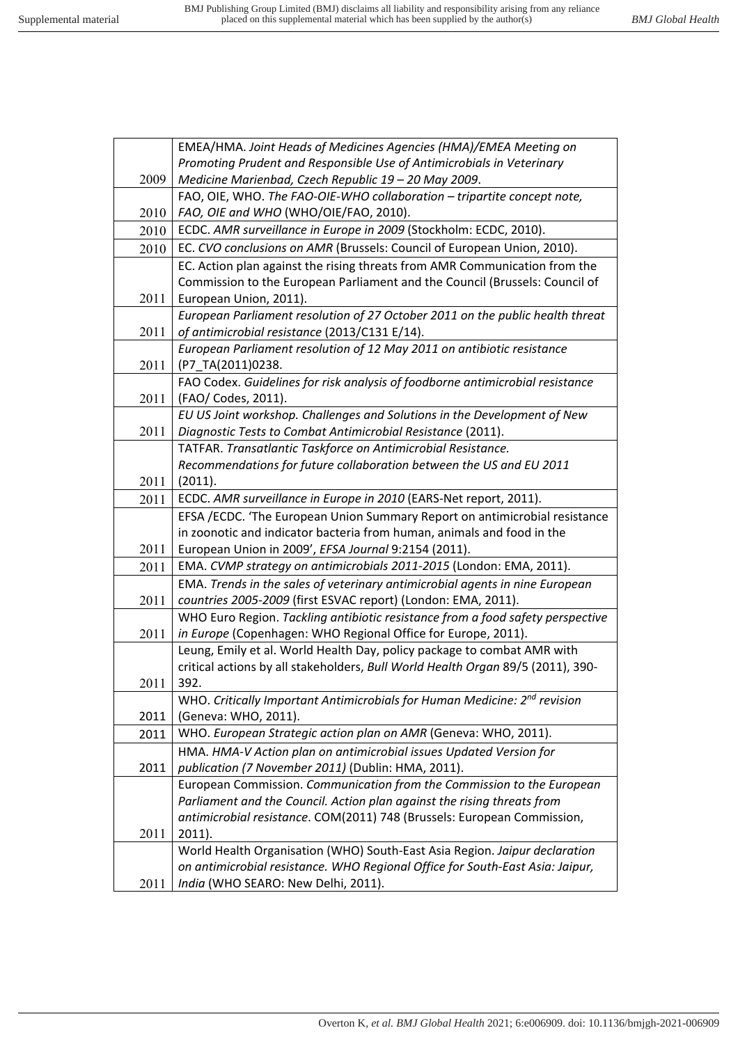| | |
|---|---|
| 2009 | EMEA/HMA. *Joint Heads of Medicines Agencies (HMA)/EMEA Meeting on Promoting Prudent and Responsible Use of Antimicrobials in Veterinary Medicine Marienbad, Czech Republic 19 – 20 May 2009*. |
| 2010 | FAO, OIE, WHO. *The FAO-OIE-WHO collaboration – tripartite concept note, FAO, OIE and WHO* (WHO/OIE/FAO, 2010). |
| 2010 | ECDC. *AMR surveillance in Europe in 2009* (Stockholm: ECDC, 2010). |
| 2010 | EC. *CVO conclusions on AMR* (Brussels: Council of European Union, 2010). |
| 2011 | EC. Action plan against the rising threats from AMR Communication from the Commission to the European Parliament and the Council (Brussels: Council of European Union, 2011). |
| 2011 | *European Parliament resolution of 27 October 2011 on the public health threat of antimicrobial resistance* (2013/C131 E/14). |
| 2011 | *European Parliament resolution of 12 May 2011 on antibiotic resistance* (P7_TA(2011)0238. |
| 2011 | FAO Codex. *Guidelines for risk analysis of foodborne antimicrobial resistance* (FAO/ Codes, 2011). |
| 2011 | *EU US Joint workshop. Challenges and Solutions in the Development of New Diagnostic Tests to Combat Antimicrobial Resistance* (2011). |
| 2011 | TATFAR. *Transatlantic Taskforce on Antimicrobial Resistance. Recommendations for future collaboration between the US and EU 2011* (2011). |
| 2011 | ECDC. *AMR surveillance in Europe in 2010* (EARS-Net report, 2011). |
| 2011 | EFSA /ECDC. 'The European Union Summary Report on antimicrobial resistance in zoonotic and indicator bacteria from human, animals and food in the European Union in 2009', *EFSA Journal* 9:2154 (2011). |
| 2011 | EMA. *CVMP strategy on antimicrobials 2011-2015* (London: EMA, 2011). |
| 2011 | EMA. *Trends in the sales of veterinary antimicrobial agents in nine European countries 2005-2009* (first ESVAC report) (London: EMA, 2011). |
| 2011 | WHO Euro Region. *Tackling antibiotic resistance from a food safety perspective in Europe* (Copenhagen: WHO Regional Office for Europe, 2011). |
| 2011 | Leung, Emily et al. World Health Day, policy package to combat AMR with critical actions by all stakeholders, *Bull World Health Organ* 89/5 (2011), 390-392. |
| 2011 | WHO. *Critically Important Antimicrobials for Human Medicine: 2nd revision* (Geneva: WHO, 2011). |
| 2011 | WHO. *European Strategic action plan on AMR* (Geneva: WHO, 2011). |
| 2011 | HMA. *HMA-V Action plan on antimicrobial issues Updated Version for publication (7 November 2011)* (Dublin: HMA, 2011). |
| 2011 | European Commission. *Communication from the Commission to the European Parliament and the Council. Action plan against the rising threats from antimicrobial resistance*. COM(2011) 748 (Brussels: European Commission, 2011). |
| 2011 | World Health Organisation (WHO) South-East Asia Region. *Jaipur declaration on antimicrobial resistance. WHO Regional Office for South-East Asia: Jaipur, India* (WHO SEARO: New Delhi, 2011). |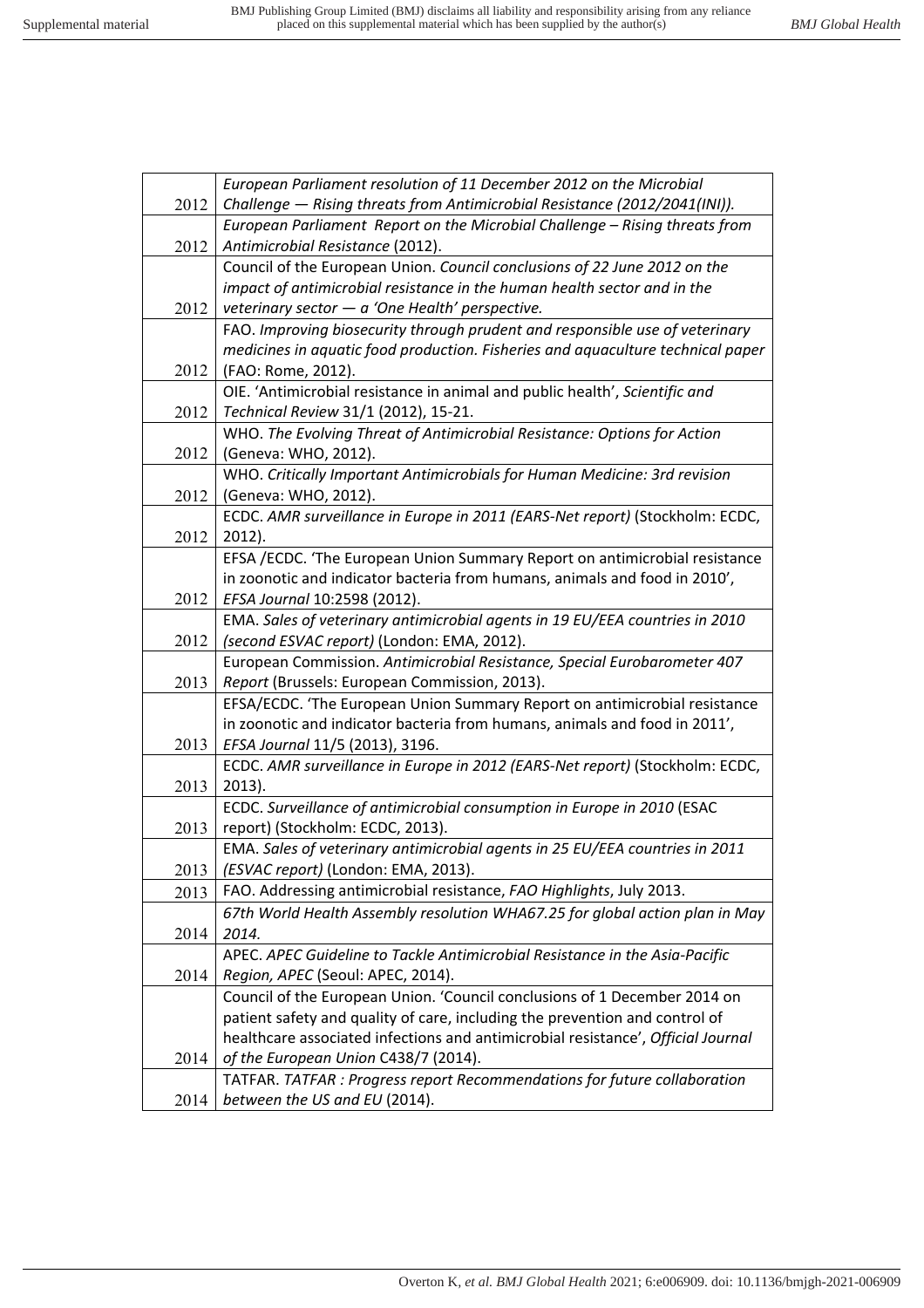| | |
|---|---|
| 2012 | *European Parliament resolution of 11 December 2012 on the Microbial Challenge — Rising threats from Antimicrobial Resistance (2012/2041(INI)).* |
| 2012 | *European Parliament Report on the Microbial Challenge – Rising threats from Antimicrobial Resistance* (2012). |
| 2012 | Council of the European Union. *Council conclusions of 22 June 2012 on the impact of antimicrobial resistance in the human health sector and in the veterinary sector — a 'One Health' perspective.* |
| 2012 | FAO. *Improving biosecurity through prudent and responsible use of veterinary medicines in aquatic food production. Fisheries and aquaculture technical paper* (FAO: Rome, 2012). |
| 2012 | OIE. 'Antimicrobial resistance in animal and public health', *Scientific and Technical Review* 31/1 (2012), 15-21. |
| 2012 | WHO. *The Evolving Threat of Antimicrobial Resistance: Options for Action* (Geneva: WHO, 2012). |
| 2012 | WHO. *Critically Important Antimicrobials for Human Medicine: 3rd revision* (Geneva: WHO, 2012). |
| 2012 | ECDC. *AMR surveillance in Europe in 2011 (EARS-Net report)* (Stockholm: ECDC, 2012). |
| 2012 | EFSA /ECDC. 'The European Union Summary Report on antimicrobial resistance in zoonotic and indicator bacteria from humans, animals and food in 2010', *EFSA Journal* 10:2598 (2012). |
| 2012 | EMA. *Sales of veterinary antimicrobial agents in 19 EU/EEA countries in 2010 (second ESVAC report)* (London: EMA, 2012). |
| 2013 | European Commission. *Antimicrobial Resistance, Special Eurobarometer 407 Report* (Brussels: European Commission, 2013). |
| 2013 | EFSA/ECDC. 'The European Union Summary Report on antimicrobial resistance in zoonotic and indicator bacteria from humans, animals and food in 2011', *EFSA Journal* 11/5 (2013), 3196. |
| 2013 | ECDC. *AMR surveillance in Europe in 2012 (EARS-Net report)* (Stockholm: ECDC, 2013). |
| 2013 | ECDC. *Surveillance of antimicrobial consumption in Europe in 2010* (ESAC report) (Stockholm: ECDC, 2013). |
| 2013 | EMA. *Sales of veterinary antimicrobial agents in 25 EU/EEA countries in 2011 (ESVAC report)* (London: EMA, 2013). |
| 2013 | FAO. Addressing antimicrobial resistance, *FAO Highlights*, July 2013. |
| 2014 | *67th World Health Assembly resolution WHA67.25 for global action plan in May 2014.* |
| 2014 | APEC. *APEC Guideline to Tackle Antimicrobial Resistance in the Asia-Pacific Region, APEC* (Seoul: APEC, 2014). |
| 2014 | Council of the European Union. 'Council conclusions of 1 December 2014 on patient safety and quality of care, including the prevention and control of healthcare associated infections and antimicrobial resistance', *Official Journal of the European Union* C438/7 (2014). |
| 2014 | TATFAR. *TATFAR : Progress report Recommendations for future collaboration between the US and EU* (2014). |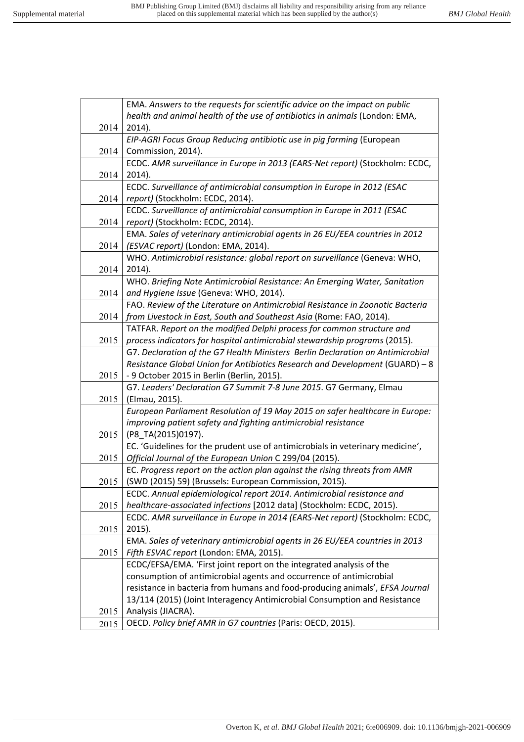| | |
|---|---|
| 2014 | EMA. *Answers to the requests for scientific advice on the impact on public health and animal health of the use of antibiotics in animals* (London: EMA, 2014). |
| 2014 | *EIP-AGRI Focus Group Reducing antibiotic use in pig farming* (European Commission, 2014). |
| 2014 | ECDC. *AMR surveillance in Europe in 2013 (EARS-Net report)* (Stockholm: ECDC, 2014). |
| 2014 | ECDC. *Surveillance of antimicrobial consumption in Europe in 2012 (ESAC report)* (Stockholm: ECDC, 2014). |
| 2014 | ECDC. *Surveillance of antimicrobial consumption in Europe in 2011 (ESAC report)* (Stockholm: ECDC, 2014). |
| 2014 | EMA. *Sales of veterinary antimicrobial agents in 26 EU/EEA countries in 2012 (ESVAC report)* (London: EMA, 2014). |
| 2014 | WHO. *Antimicrobial resistance: global report on surveillance* (Geneva: WHO, 2014). |
| 2014 | WHO. *Briefing Note Antimicrobial Resistance: An Emerging Water, Sanitation and Hygiene Issue* (Geneva: WHO, 2014). |
| 2014 | FAO. *Review of the Literature on Antimicrobial Resistance in Zoonotic Bacteria from Livestock in East, South and Southeast Asia* (Rome: FAO, 2014). |
| 2015 | TATFAR. *Report on the modified Delphi process for common structure and process indicators for hospital antimicrobial stewardship programs* (2015). |
| 2015 | G7. *Declaration of the G7 Health Ministers Berlin Declaration on Antimicrobial Resistance Global Union for Antibiotics Research and Development* (GUARD) – 8 - 9 October 2015 in Berlin (Berlin, 2015). |
| 2015 | G7. *Leaders' Declaration G7 Summit 7-8 June 2015*. G7 Germany, Elmau (Elmau, 2015). |
| 2015 | *European Parliament Resolution of 19 May 2015 on safer healthcare in Europe: improving patient safety and fighting antimicrobial resistance* (P8_TA(2015)0197). |
| 2015 | EC. 'Guidelines for the prudent use of antimicrobials in veterinary medicine', *Official Journal of the European Union* C 299/04 (2015). |
| 2015 | EC. *Progress report on the action plan against the rising threats from AMR* (SWD (2015) 59) (Brussels: European Commission, 2015). |
| 2015 | ECDC. *Annual epidemiological report 2014. Antimicrobial resistance and healthcare-associated infections* [2012 data] (Stockholm: ECDC, 2015). |
| 2015 | ECDC. *AMR surveillance in Europe in 2014 (EARS-Net report)* (Stockholm: ECDC, 2015). |
| 2015 | EMA. *Sales of veterinary antimicrobial agents in 26 EU/EEA countries in 2013 Fifth ESVAC report* (London: EMA, 2015). |
| 2015 | ECDC/EFSA/EMA. 'First joint report on the integrated analysis of the consumption of antimicrobial agents and occurrence of antimicrobial resistance in bacteria from humans and food-producing animals', *EFSA Journal* 13/114 (2015) (Joint Interagency Antimicrobial Consumption and Resistance Analysis (JIACRA). |
| 2015 | OECD. *Policy brief AMR in G7 countries* (Paris: OECD, 2015). |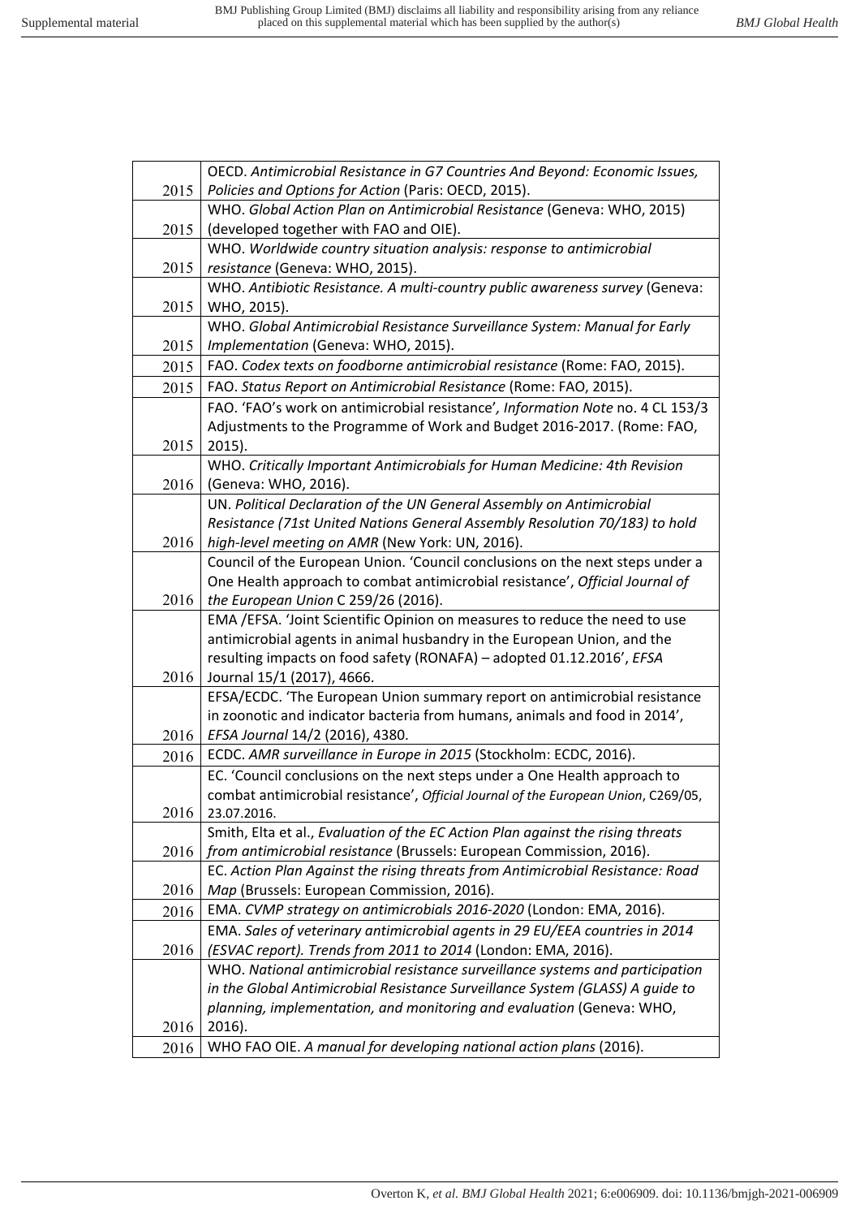| | |
|---|---|
| 2015 | OECD. *Antimicrobial Resistance in G7 Countries And Beyond: Economic Issues, Policies and Options for Action* (Paris: OECD, 2015). |
| 2015 | WHO. *Global Action Plan on Antimicrobial Resistance* (Geneva: WHO, 2015) (developed together with FAO and OIE). |
| 2015 | WHO. *Worldwide country situation analysis: response to antimicrobial resistance* (Geneva: WHO, 2015). |
| 2015 | WHO. *Antibiotic Resistance. A multi-country public awareness survey* (Geneva: WHO, 2015). |
| 2015 | WHO. *Global Antimicrobial Resistance Surveillance System: Manual for Early Implementation* (Geneva: WHO, 2015). |
| 2015 | FAO. *Codex texts on foodborne antimicrobial resistance* (Rome: FAO, 2015). |
| 2015 | FAO. *Status Report on Antimicrobial Resistance* (Rome: FAO, 2015). |
| 2015 | FAO. 'FAO's work on antimicrobial resistance', *Information Note* no. 4 CL 153/3 Adjustments to the Programme of Work and Budget 2016-2017. (Rome: FAO, 2015). |
| 2016 | WHO. *Critically Important Antimicrobials for Human Medicine: 4th Revision* (Geneva: WHO, 2016). |
| 2016 | UN. *Political Declaration of the UN General Assembly on Antimicrobial Resistance (71st United Nations General Assembly Resolution 70/183) to hold high-level meeting on AMR* (New York: UN, 2016). |
| 2016 | Council of the European Union. 'Council conclusions on the next steps under a One Health approach to combat antimicrobial resistance', *Official Journal of the European Union* C 259/26 (2016). |
| 2016 | EMA /EFSA. 'Joint Scientific Opinion on measures to reduce the need to use antimicrobial agents in animal husbandry in the European Union, and the resulting impacts on food safety (RONAFA) – adopted 01.12.2016', *EFSA* Journal 15/1 (2017), 4666. |
| 2016 | EFSA/ECDC. 'The European Union summary report on antimicrobial resistance in zoonotic and indicator bacteria from humans, animals and food in 2014', *EFSA Journal* 14/2 (2016), 4380. |
| 2016 | ECDC. *AMR surveillance in Europe in 2015* (Stockholm: ECDC, 2016). |
| 2016 | EC. 'Council conclusions on the next steps under a One Health approach to combat antimicrobial resistance', *Official Journal of the European Union*, C269/05, 23.07.2016. |
| 2016 | Smith, Elta et al., *Evaluation of the EC Action Plan against the rising threats from antimicrobial resistance* (Brussels: European Commission, 2016). |
| 2016 | EC. *Action Plan Against the rising threats from Antimicrobial Resistance: Road Map* (Brussels: European Commission, 2016). |
| 2016 | EMA. *CVMP strategy on antimicrobials 2016-2020* (London: EMA, 2016). |
| 2016 | EMA. *Sales of veterinary antimicrobial agents in 29 EU/EEA countries in 2014 (ESVAC report). Trends from 2011 to 2014* (London: EMA, 2016). |
| 2016 | WHO. *National antimicrobial resistance surveillance systems and participation in the Global Antimicrobial Resistance Surveillance System (GLASS) A guide to planning, implementation, and monitoring and evaluation* (Geneva: WHO, 2016). |
| 2016 | WHO FAO OIE. *A manual for developing national action plans* (2016). |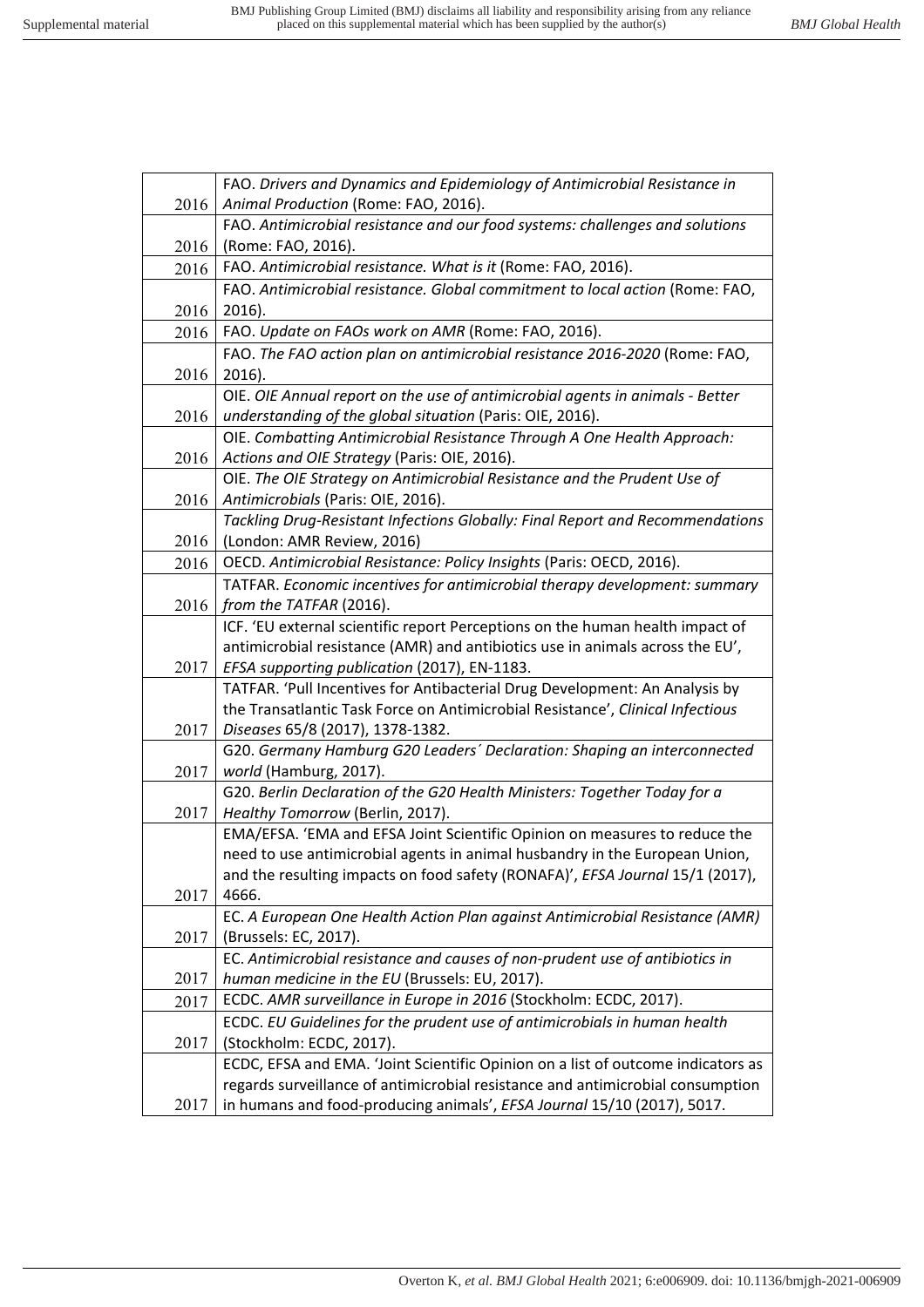| | |
|---|---|
| 2016 | FAO. *Drivers and Dynamics and Epidemiology of Antimicrobial Resistance in Animal Production* (Rome: FAO, 2016). |
| 2016 | FAO. *Antimicrobial resistance and our food systems: challenges and solutions* (Rome: FAO, 2016). |
| 2016 | FAO. *Antimicrobial resistance. What is it* (Rome: FAO, 2016). |
| 2016 | FAO. *Antimicrobial resistance. Global commitment to local action* (Rome: FAO, 2016). |
| 2016 | FAO. *Update on FAOs work on AMR* (Rome: FAO, 2016). |
| 2016 | FAO. *The FAO action plan on antimicrobial resistance 2016-2020* (Rome: FAO, 2016). |
| 2016 | OIE. *OIE Annual report on the use of antimicrobial agents in animals - Better understanding of the global situation* (Paris: OIE, 2016). |
| 2016 | OIE. *Combatting Antimicrobial Resistance Through A One Health Approach: Actions and OIE Strategy* (Paris: OIE, 2016). |
| 2016 | OIE. *The OIE Strategy on Antimicrobial Resistance and the Prudent Use of Antimicrobials* (Paris: OIE, 2016). |
| 2016 | *Tackling Drug-Resistant Infections Globally: Final Report and Recommendations* (London: AMR Review, 2016) |
| 2016 | OECD. *Antimicrobial Resistance: Policy Insights* (Paris: OECD, 2016). |
| 2016 | TATFAR. *Economic incentives for antimicrobial therapy development: summary from the TATFAR* (2016). |
| 2017 | ICF. 'EU external scientific report Perceptions on the human health impact of antimicrobial resistance (AMR) and antibiotics use in animals across the EU', *EFSA supporting publication* (2017), EN-1183. |
| 2017 | TATFAR. 'Pull Incentives for Antibacterial Drug Development: An Analysis by the Transatlantic Task Force on Antimicrobial Resistance', *Clinical Infectious Diseases* 65/8 (2017), 1378-1382. |
| 2017 | G20. *Germany Hamburg G20 Leaders´ Declaration: Shaping an interconnected world* (Hamburg, 2017). |
| 2017 | G20. *Berlin Declaration of the G20 Health Ministers: Together Today for a Healthy Tomorrow* (Berlin, 2017). |
| 2017 | EMA/EFSA. 'EMA and EFSA Joint Scientific Opinion on measures to reduce the need to use antimicrobial agents in animal husbandry in the European Union, and the resulting impacts on food safety (RONAFA)', *EFSA Journal* 15/1 (2017), 4666. |
| 2017 | EC. *A European One Health Action Plan against Antimicrobial Resistance (AMR)* (Brussels: EC, 2017). |
| 2017 | EC. *Antimicrobial resistance and causes of non-prudent use of antibiotics in human medicine in the EU* (Brussels: EU, 2017). |
| 2017 | ECDC. *AMR surveillance in Europe in 2016* (Stockholm: ECDC, 2017). |
| 2017 | ECDC. *EU Guidelines for the prudent use of antimicrobials in human health* (Stockholm: ECDC, 2017). |
| 2017 | ECDC, EFSA and EMA. 'Joint Scientific Opinion on a list of outcome indicators as regards surveillance of antimicrobial resistance and antimicrobial consumption in humans and food-producing animals', *EFSA Journal* 15/10 (2017), 5017. |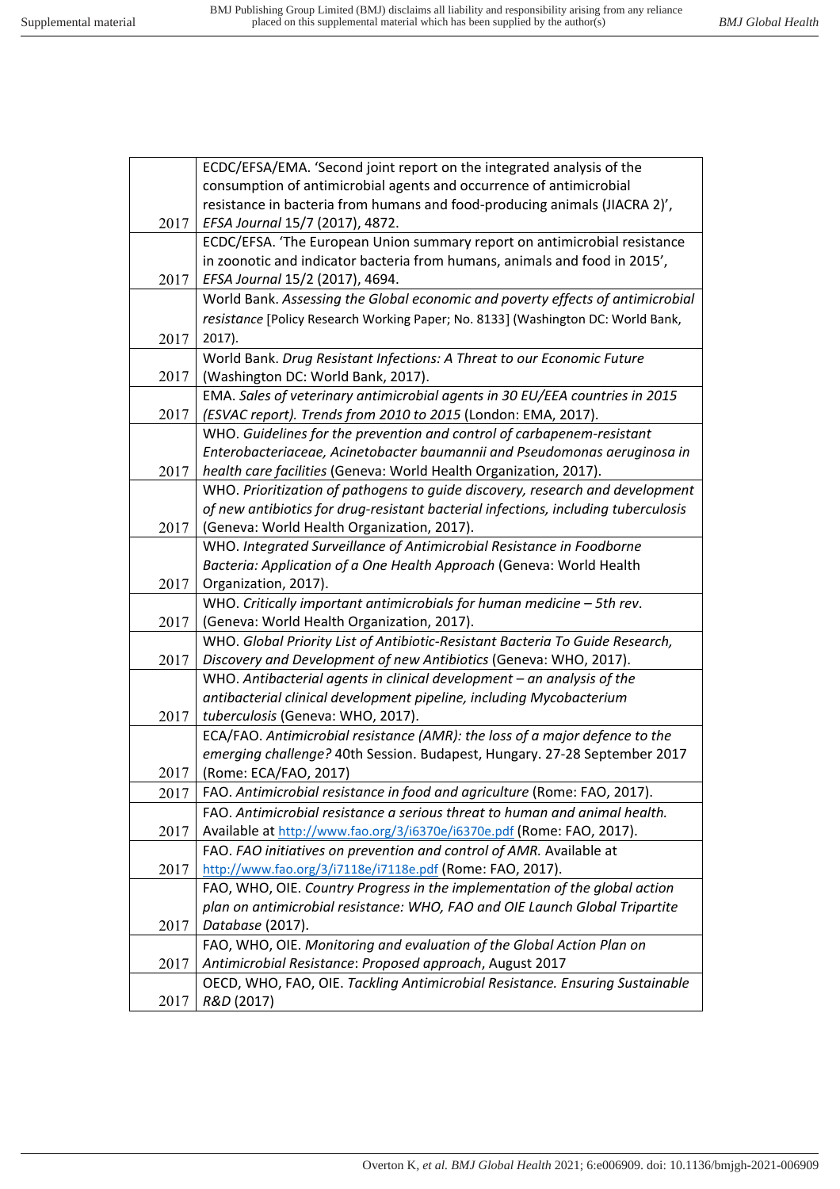| | |
|---|---|
| 2017 | ECDC/EFSA/EMA. 'Second joint report on the integrated analysis of the consumption of antimicrobial agents and occurrence of antimicrobial resistance in bacteria from humans and food-producing animals (JIACRA 2)', *EFSA Journal* 15/7 (2017), 4872. |
| 2017 | ECDC/EFSA. 'The European Union summary report on antimicrobial resistance in zoonotic and indicator bacteria from humans, animals and food in 2015', *EFSA Journal* 15/2 (2017), 4694. |
| 2017 | World Bank. *Assessing the Global economic and poverty effects of antimicrobial resistance* [Policy Research Working Paper; No. 8133] (Washington DC: World Bank, 2017). |
| 2017 | World Bank. *Drug Resistant Infections: A Threat to our Economic Future* (Washington DC: World Bank, 2017). |
| 2017 | EMA. *Sales of veterinary antimicrobial agents in 30 EU/EEA countries in 2015 (ESVAC report). Trends from 2010 to 2015* (London: EMA, 2017). |
| 2017 | WHO. *Guidelines for the prevention and control of carbapenem-resistant Enterobacteriaceae, Acinetobacter baumannii and Pseudomonas aeruginosa in health care facilities* (Geneva: World Health Organization, 2017). |
| 2017 | WHO. *Prioritization of pathogens to guide discovery, research and development of new antibiotics for drug-resistant bacterial infections, including tuberculosis* (Geneva: World Health Organization, 2017). |
| 2017 | WHO. *Integrated Surveillance of Antimicrobial Resistance in Foodborne Bacteria: Application of a One Health Approach* (Geneva: World Health Organization, 2017). |
| 2017 | WHO. *Critically important antimicrobials for human medicine – 5th rev*. (Geneva: World Health Organization, 2017). |
| 2017 | WHO. *Global Priority List of Antibiotic-Resistant Bacteria To Guide Research, Discovery and Development of new Antibiotics* (Geneva: WHO, 2017). |
| 2017 | WHO. *Antibacterial agents in clinical development – an analysis of the antibacterial clinical development pipeline, including Mycobacterium tuberculosis* (Geneva: WHO, 2017). |
| 2017 | ECA/FAO. *Antimicrobial resistance (AMR): the loss of a major defence to the emerging challenge?* 40th Session. Budapest, Hungary. 27-28 September 2017 (Rome: ECA/FAO, 2017) |
| 2017 | FAO. *Antimicrobial resistance in food and agriculture* (Rome: FAO, 2017). |
| 2017 | FAO. *Antimicrobial resistance a serious threat to human and animal health.* Available at http://www.fao.org/3/i6370e/i6370e.pdf (Rome: FAO, 2017). |
| 2017 | FAO. *FAO initiatives on prevention and control of AMR.* Available at http://www.fao.org/3/i7118e/i7118e.pdf (Rome: FAO, 2017). |
| 2017 | FAO, WHO, OIE. *Country Progress in the implementation of the global action plan on antimicrobial resistance: WHO, FAO and OIE Launch Global Tripartite Database* (2017). |
| 2017 | FAO, WHO, OIE. *Monitoring and evaluation of the Global Action Plan on Antimicrobial Resistance*: *Proposed approach*, August 2017 |
| 2017 | OECD, WHO, FAO, OIE. *Tackling Antimicrobial Resistance. Ensuring Sustainable R&D* (2017) |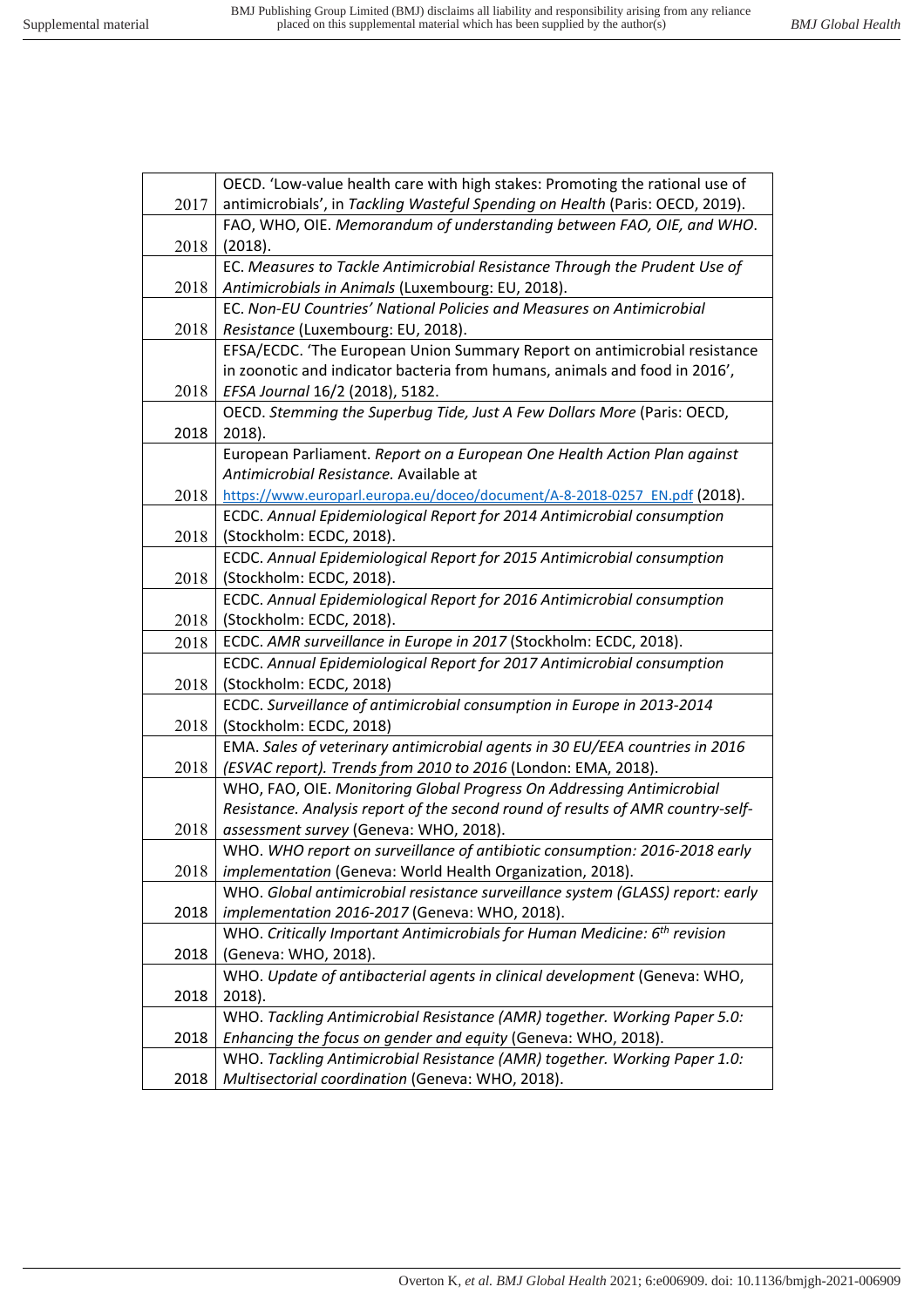| | |
|---|---|
| 2017 | OECD. 'Low-value health care with high stakes: Promoting the rational use of antimicrobials', in *Tackling Wasteful Spending on Health* (Paris: OECD, 2019). |
| 2018 | FAO, WHO, OIE. *Memorandum of understanding between FAO, OIE, and WHO*. (2018). |
| 2018 | EC. *Measures to Tackle Antimicrobial Resistance Through the Prudent Use of Antimicrobials in Animals* (Luxembourg: EU, 2018). |
| 2018 | EC. *Non-EU Countries' National Policies and Measures on Antimicrobial Resistance* (Luxembourg: EU, 2018). |
| 2018 | EFSA/ECDC. 'The European Union Summary Report on antimicrobial resistance in zoonotic and indicator bacteria from humans, animals and food in 2016', *EFSA Journal* 16/2 (2018), 5182. |
| 2018 | OECD. *Stemming the Superbug Tide, Just A Few Dollars More* (Paris: OECD, 2018). |
| 2018 | European Parliament. *Report on a European One Health Action Plan against Antimicrobial Resistance.* Available at https://www.europarl.europa.eu/doceo/document/A-8-2018-0257_EN.pdf (2018). |
| 2018 | ECDC. *Annual Epidemiological Report for 2014 Antimicrobial consumption* (Stockholm: ECDC, 2018). |
| 2018 | ECDC. *Annual Epidemiological Report for 2015 Antimicrobial consumption* (Stockholm: ECDC, 2018). |
| 2018 | ECDC. *Annual Epidemiological Report for 2016 Antimicrobial consumption* (Stockholm: ECDC, 2018). |
| 2018 | ECDC. *AMR surveillance in Europe in 2017* (Stockholm: ECDC, 2018). |
| 2018 | ECDC. *Annual Epidemiological Report for 2017 Antimicrobial consumption* (Stockholm: ECDC, 2018) |
| 2018 | ECDC. *Surveillance of antimicrobial consumption in Europe in 2013-2014* (Stockholm: ECDC, 2018) |
| 2018 | EMA. *Sales of veterinary antimicrobial agents in 30 EU/EEA countries in 2016 (ESVAC report). Trends from 2010 to 2016* (London: EMA, 2018). |
| 2018 | WHO, FAO, OIE. *Monitoring Global Progress On Addressing Antimicrobial Resistance. Analysis report of the second round of results of AMR country-self-assessment survey* (Geneva: WHO, 2018). |
| 2018 | WHO. *WHO report on surveillance of antibiotic consumption: 2016-2018 early implementation* (Geneva: World Health Organization, 2018). |
| 2018 | WHO. *Global antimicrobial resistance surveillance system (GLASS) report: early implementation 2016-2017* (Geneva: WHO, 2018). |
| 2018 | WHO. *Critically Important Antimicrobials for Human Medicine: 6th revision* (Geneva: WHO, 2018). |
| 2018 | WHO. *Update of antibacterial agents in clinical development* (Geneva: WHO, 2018). |
| 2018 | WHO. *Tackling Antimicrobial Resistance (AMR) together. Working Paper 5.0: Enhancing the focus on gender and equity* (Geneva: WHO, 2018). |
| 2018 | WHO. *Tackling Antimicrobial Resistance (AMR) together. Working Paper 1.0: Multisectorial coordination* (Geneva: WHO, 2018). |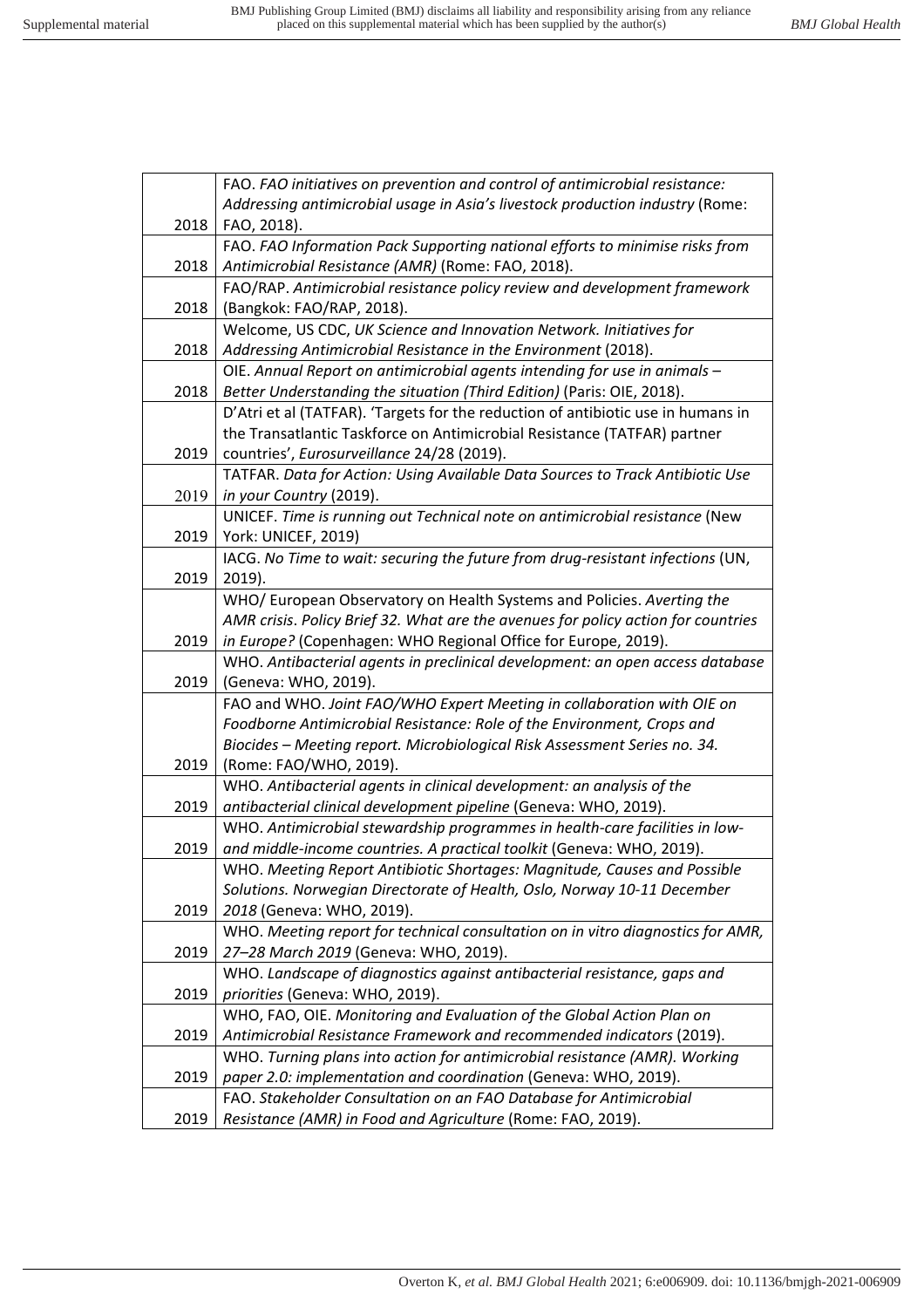| | |
|---|---|
| 2018 | FAO. *FAO initiatives on prevention and control of antimicrobial resistance: Addressing antimicrobial usage in Asia's livestock production industry* (Rome: FAO, 2018). |
| 2018 | FAO. *FAO Information Pack Supporting national efforts to minimise risks from Antimicrobial Resistance (AMR)* (Rome: FAO, 2018). |
| 2018 | FAO/RAP. *Antimicrobial resistance policy review and development framework* (Bangkok: FAO/RAP, 2018). |
| 2018 | Welcome, US CDC, *UK Science and Innovation Network. Initiatives for Addressing Antimicrobial Resistance in the Environment* (2018). |
| 2018 | OIE. *Annual Report on antimicrobial agents intending for use in animals – Better Understanding the situation (Third Edition)* (Paris: OIE, 2018). |
| 2019 | D'Atri et al (TATFAR). 'Targets for the reduction of antibiotic use in humans in the Transatlantic Taskforce on Antimicrobial Resistance (TATFAR) partner countries', *Eurosurveillance* 24/28 (2019). |
| 2019 | TATFAR. *Data for Action: Using Available Data Sources to Track Antibiotic Use in your Country* (2019). |
| 2019 | UNICEF. *Time is running out Technical note on antimicrobial resistance* (New York: UNICEF, 2019) |
| 2019 | IACG. *No Time to wait: securing the future from drug-resistant infections* (UN, 2019). |
| 2019 | WHO/ European Observatory on Health Systems and Policies. *Averting the AMR crisis. Policy Brief 32. What are the avenues for policy action for countries in Europe?* (Copenhagen: WHO Regional Office for Europe, 2019). |
| 2019 | WHO. *Antibacterial agents in preclinical development: an open access database* (Geneva: WHO, 2019). |
| 2019 | FAO and WHO. *Joint FAO/WHO Expert Meeting in collaboration with OIE on Foodborne Antimicrobial Resistance: Role of the Environment, Crops and Biocides – Meeting report. Microbiological Risk Assessment Series no. 34.* (Rome: FAO/WHO, 2019). |
| 2019 | WHO. *Antibacterial agents in clinical development: an analysis of the antibacterial clinical development pipeline* (Geneva: WHO, 2019). |
| 2019 | WHO. *Antimicrobial stewardship programmes in health-care facilities in low- and middle-income countries. A practical toolkit* (Geneva: WHO, 2019). |
| 2019 | WHO. *Meeting Report Antibiotic Shortages: Magnitude, Causes and Possible Solutions. Norwegian Directorate of Health, Oslo, Norway 10-11 December 2018* (Geneva: WHO, 2019). |
| 2019 | WHO. *Meeting report for technical consultation on in vitro diagnostics for AMR, 27–28 March 2019* (Geneva: WHO, 2019). |
| 2019 | WHO. *Landscape of diagnostics against antibacterial resistance, gaps and priorities* (Geneva: WHO, 2019). |
| 2019 | WHO, FAO, OIE. *Monitoring and Evaluation of the Global Action Plan on Antimicrobial Resistance Framework and recommended indicators* (2019). |
| 2019 | WHO. *Turning plans into action for antimicrobial resistance (AMR). Working paper 2.0: implementation and coordination* (Geneva: WHO, 2019). |
| 2019 | FAO. *Stakeholder Consultation on an FAO Database for Antimicrobial Resistance (AMR) in Food and Agriculture* (Rome: FAO, 2019). |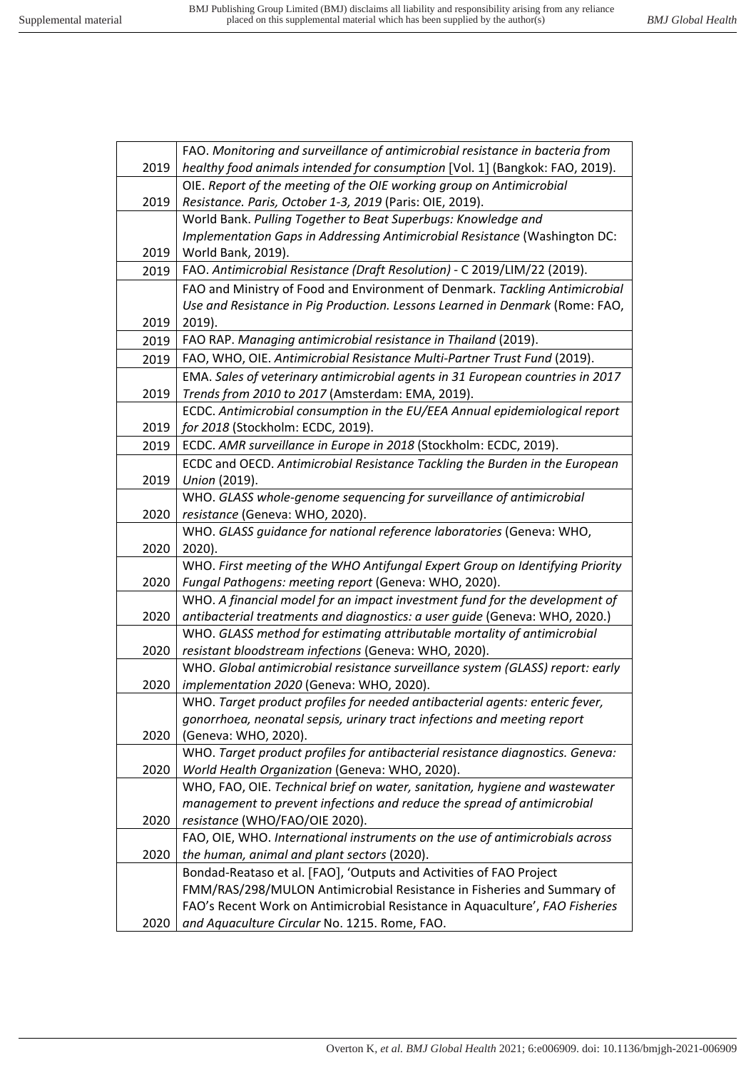| | |
|---|---|
| 2019 | FAO. *Monitoring and surveillance of antimicrobial resistance in bacteria from healthy food animals intended for consumption* [Vol. 1] (Bangkok: FAO, 2019). |
| 2019 | OIE. *Report of the meeting of the OIE working group on Antimicrobial Resistance. Paris, October 1-3, 2019* (Paris: OIE, 2019). |
| 2019 | World Bank. *Pulling Together to Beat Superbugs: Knowledge and Implementation Gaps in Addressing Antimicrobial Resistance* (Washington DC: World Bank, 2019). |
| 2019 | FAO. *Antimicrobial Resistance (Draft Resolution)* - C 2019/LIM/22 (2019). |
| 2019 | FAO and Ministry of Food and Environment of Denmark. *Tackling Antimicrobial Use and Resistance in Pig Production. Lessons Learned in Denmark* (Rome: FAO, 2019). |
| 2019 | FAO RAP. *Managing antimicrobial resistance in Thailand* (2019). |
| 2019 | FAO, WHO, OIE. *Antimicrobial Resistance Multi-Partner Trust Fund* (2019). |
| 2019 | EMA. *Sales of veterinary antimicrobial agents in 31 European countries in 2017 Trends from 2010 to 2017* (Amsterdam: EMA, 2019). |
| 2019 | ECDC. *Antimicrobial consumption in the EU/EEA Annual epidemiological report for 2018* (Stockholm: ECDC, 2019). |
| 2019 | ECDC. *AMR surveillance in Europe in 2018* (Stockholm: ECDC, 2019). |
| 2019 | ECDC and OECD. *Antimicrobial Resistance Tackling the Burden in the European Union* (2019). |
| 2020 | WHO. *GLASS whole-genome sequencing for surveillance of antimicrobial resistance* (Geneva: WHO, 2020). |
| 2020 | WHO. *GLASS guidance for national reference laboratories* (Geneva: WHO, 2020). |
| 2020 | WHO. *First meeting of the WHO Antifungal Expert Group on Identifying Priority Fungal Pathogens: meeting report* (Geneva: WHO, 2020). |
| 2020 | WHO. *A financial model for an impact investment fund for the development of antibacterial treatments and diagnostics: a user guide* (Geneva: WHO, 2020.) |
| 2020 | WHO. *GLASS method for estimating attributable mortality of antimicrobial resistant bloodstream infections* (Geneva: WHO, 2020). |
| 2020 | WHO. *Global antimicrobial resistance surveillance system (GLASS) report: early implementation 2020* (Geneva: WHO, 2020). |
| 2020 | WHO. *Target product profiles for needed antibacterial agents: enteric fever, gonorrhoea, neonatal sepsis, urinary tract infections and meeting report* (Geneva: WHO, 2020). |
| 2020 | WHO. *Target product profiles for antibacterial resistance diagnostics. Geneva: World Health Organization* (Geneva: WHO, 2020). |
| 2020 | WHO, FAO, OIE. *Technical brief on water, sanitation, hygiene and wastewater management to prevent infections and reduce the spread of antimicrobial resistance* (WHO/FAO/OIE 2020). |
| 2020 | FAO, OIE, WHO. *International instruments on the use of antimicrobials across the human, animal and plant sectors* (2020). |
| 2020 | Bondad-Reataso et al. [FAO], 'Outputs and Activities of FAO Project FMM/RAS/298/MULON Antimicrobial Resistance in Fisheries and Summary of FAO's Recent Work on Antimicrobial Resistance in Aquaculture', *FAO Fisheries and Aquaculture Circular* No. 1215. Rome, FAO. |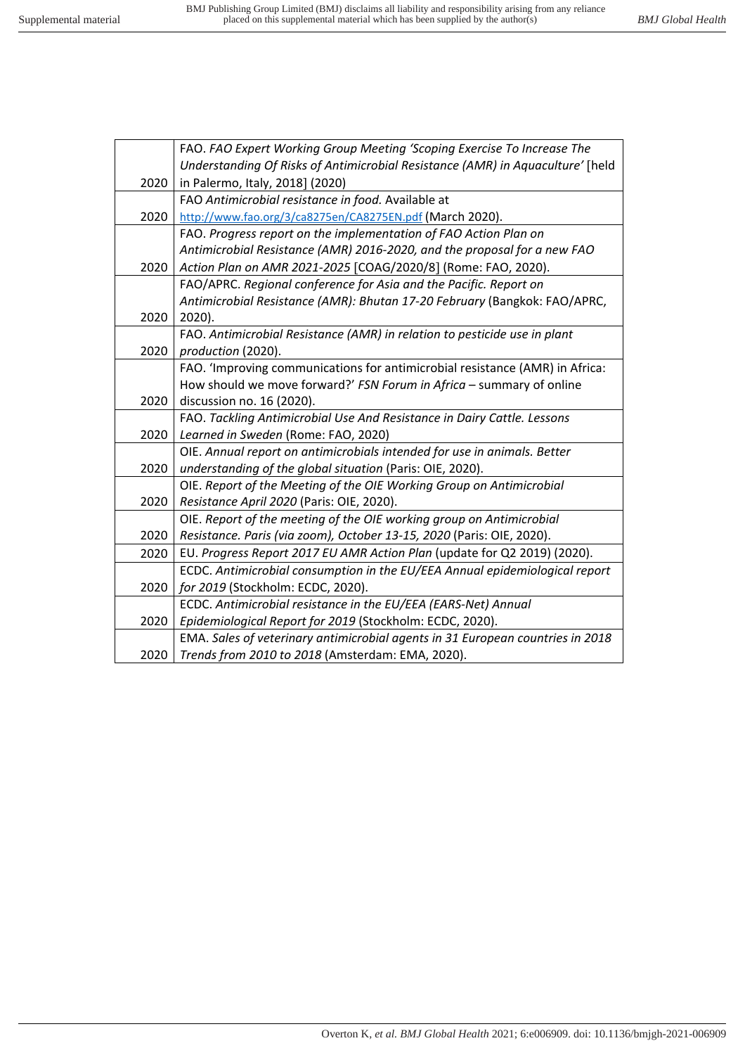| | |
|---|---|
| 2020 | FAO. *FAO Expert Working Group Meeting 'Scoping Exercise To Increase The Understanding Of Risks of Antimicrobial Resistance (AMR) in Aquaculture'* [held in Palermo, Italy, 2018] (2020) |
| 2020 | FAO *Antimicrobial resistance in food.* Available at http://www.fao.org/3/ca8275en/CA8275EN.pdf (March 2020). |
| 2020 | FAO. *Progress report on the implementation of FAO Action Plan on Antimicrobial Resistance (AMR) 2016-2020, and the proposal for a new FAO Action Plan on AMR 2021-2025* [COAG/2020/8] (Rome: FAO, 2020). |
| 2020 | FAO/APRC. *Regional conference for Asia and the Pacific. Report on Antimicrobial Resistance (AMR): Bhutan 17-20 February* (Bangkok: FAO/APRC, 2020). |
| 2020 | FAO. *Antimicrobial Resistance (AMR) in relation to pesticide use in plant production* (2020). |
| 2020 | FAO. 'Improving communications for antimicrobial resistance (AMR) in Africa: How should we move forward?' *FSN Forum in Africa* – summary of online discussion no. 16 (2020). |
| 2020 | FAO. *Tackling Antimicrobial Use And Resistance in Dairy Cattle. Lessons Learned in Sweden* (Rome: FAO, 2020) |
| 2020 | OIE. *Annual report on antimicrobials intended for use in animals. Better understanding of the global situation* (Paris: OIE, 2020). |
| 2020 | OIE. *Report of the Meeting of the OIE Working Group on Antimicrobial Resistance April 2020* (Paris: OIE, 2020). |
| 2020 | OIE. *Report of the meeting of the OIE working group on Antimicrobial Resistance. Paris (via zoom), October 13-15, 2020* (Paris: OIE, 2020). |
| 2020 | EU. *Progress Report 2017 EU AMR Action Plan* (update for Q2 2019) (2020). |
| 2020 | ECDC. *Antimicrobial consumption in the EU/EEA Annual epidemiological report for 2019* (Stockholm: ECDC, 2020). |
| 2020 | ECDC. *Antimicrobial resistance in the EU/EEA (EARS-Net) Annual Epidemiological Report for 2019* (Stockholm: ECDC, 2020). |
| 2020 | EMA. *Sales of veterinary antimicrobial agents in 31 European countries in 2018 Trends from 2010 to 2018* (Amsterdam: EMA, 2020). |